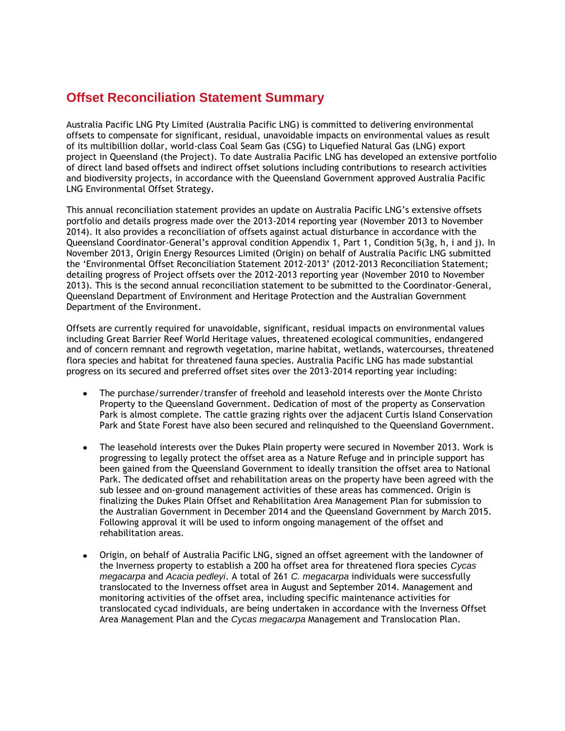# Offset Reconciliation Statement Summary

Australia Pacific LNG Pty Limited (Australia Pacific LNG) is committed to delivering environmental offsets to compensate for significant, residual, unavoidable impacts on environmental values as result of its multibillion dollar, world-class Coal Seam Gas (CSG) to Liquefied Natural Gas (LNG) export project in Queensland (the Project). To date Australia Pacific LNG has developed an extensive portfolio of direct land based offsets and indirect offset solutions including contributions to research activities and biodiversity projects, in accordance with the Queensland Government approved Australia Pacific LNG Environmental Offset Strategy.

This annual reconciliation statement provides an update on Australia Pacific LNG's extensive offsets portfolio and details progress made over the 2013-2014 reporting year (November 2013 to November 2014). It also provides a reconciliation of offsets against actual disturbance in accordance with the Queensland Coordinator-General's approval condition Appendix 1, Part 1, Condition 5(3g, h, i and j). In November 2013, Origin Energy Resources Limited (Origin) on behalf of Australia Pacific LNG submitted the 'Environmental Offset Reconciliation Statement 2012-2013' (2012-2013 Reconciliation Statement; detailing progress of Project offsets over the 2012-2013 reporting year (November 2010 to November 2013). This is the second annual reconciliation statement to be submitted to the Coordinator-General, Queensland Department of Environment and Heritage Protection and the Australian Government Department of the Environment.

Offsets are currently required for unavoidable, significant, residual impacts on environmental values including Great Barrier Reef World Heritage values, threatened ecological communities, endangered and of concern remnant and regrowth vegetation, marine habitat, wetlands, watercourses, threatened flora species and habitat for threatened fauna species. Australia Pacific LNG has made substantial progress on its secured and preferred offset sites over the 2013-2014 reporting year including:

- The purchase/surrender/transfer of freehold and leasehold interests over the Monte Christo Property to the Queensland Government. Dedication of most of the property as Conservation Park is almost complete. The cattle grazing rights over the adjacent Curtis Island Conservation Park and State Forest have also been secured and relinquished to the Queensland Government.

- The leasehold interests over the Dukes Plain property were secured in November 2013. Work is progressing to legally protect the offset area as a Nature Refuge and in principle support has been gained from the Queensland Government to ideally transition the offset area to National Park. The dedicated offset and rehabilitation areas on the property have been agreed with the sub lessee and on-ground management activities of these areas has commenced. Origin is finalizing the Dukes Plain Offset and Rehabilitation Area Management Plan for submission to the Australian Government in December 2014 and the Queensland Government by March 2015. Following approval it will be used to inform ongoing management of the offset and rehabilitation areas.

- Origin, on behalf of Australia Pacific LNG, signed an offset agreement with the landowner of the Inverness property to establish a 200 ha offset area for threatened flora species *Cycas megacarpa* and *Acacia pedleyi*. A total of 261 *C. megacarpa* individuals were successfully translocated to the Inverness offset area in August and September 2014. Management and monitoring activities of the offset area, including specific maintenance activities for translocated cycad individuals, are being undertaken in accordance with the Inverness Offset Area Management Plan and the *Cycas megacarpa* Management and Translocation Plan.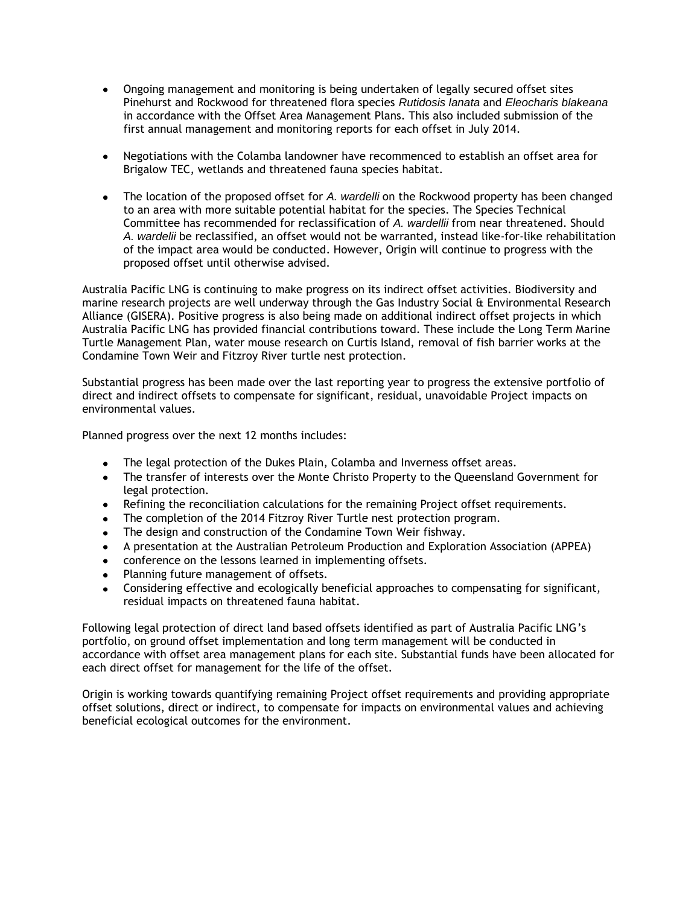- Ongoing management and monitoring is being undertaken of legally secured offset sites Pinehurst and Rockwood for threatened flora species *Rutidosis lanata* and *Eleocharis blakeana* in accordance with the Offset Area Management Plans. This also included submission of the first annual management and monitoring reports for each offset in July 2014.

- Negotiations with the Colamba landowner have recommenced to establish an offset area for Brigalow TEC, wetlands and threatened fauna species habitat.

- The location of the proposed offset for *A. wardelli* on the Rockwood property has been changed to an area with more suitable potential habitat for the species. The Species Technical Committee has recommended for reclassification of *A. wardellii* from near threatened. Should *A. wardelii* be reclassified, an offset would not be warranted, instead like-for-like rehabilitation of the impact area would be conducted. However, Origin will continue to progress with the proposed offset until otherwise advised.

Australia Pacific LNG is continuing to make progress on its indirect offset activities. Biodiversity and marine research projects are well underway through the Gas Industry Social & Environmental Research Alliance (GISERA). Positive progress is also being made on additional indirect offset projects in which Australia Pacific LNG has provided financial contributions toward. These include the Long Term Marine Turtle Management Plan, water mouse research on Curtis Island, removal of fish barrier works at the Condamine Town Weir and Fitzroy River turtle nest protection.

Substantial progress has been made over the last reporting year to progress the extensive portfolio of direct and indirect offsets to compensate for significant, residual, unavoidable Project impacts on environmental values.

Planned progress over the next 12 months includes:

- The legal protection of the Dukes Plain, Colamba and Inverness offset areas.
- The transfer of interests over the Monte Christo Property to the Queensland Government for legal protection.
- Refining the reconciliation calculations for the remaining Project offset requirements.
- The completion of the 2014 Fitzroy River Turtle nest protection program.
- The design and construction of the Condamine Town Weir fishway.
- A presentation at the Australian Petroleum Production and Exploration Association (APPEA)
- conference on the lessons learned in implementing offsets.
- Planning future management of offsets.
- Considering effective and ecologically beneficial approaches to compensating for significant, residual impacts on threatened fauna habitat.

Following legal protection of direct land based offsets identified as part of Australia Pacific LNG's portfolio, on ground offset implementation and long term management will be conducted in accordance with offset area management plans for each site. Substantial funds have been allocated for each direct offset for management for the life of the offset.

Origin is working towards quantifying remaining Project offset requirements and providing appropriate offset solutions, direct or indirect, to compensate for impacts on environmental values and achieving beneficial ecological outcomes for the environment.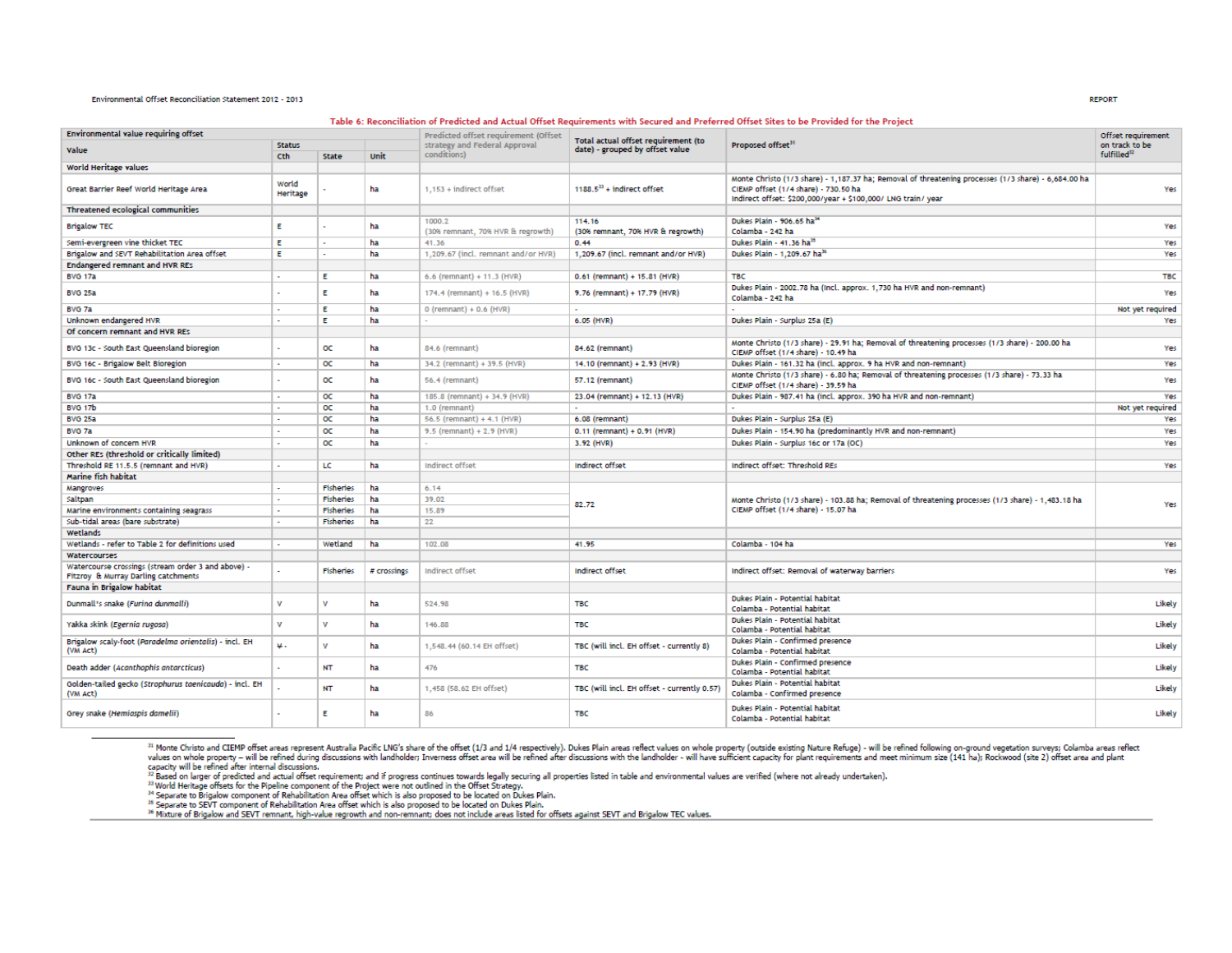Table 6: Reconciliation of Predicted and Actual Offset Requirements with Secured and Preferred Offset Sites to be Provided for the Project

| Environmental value requiring offset | | | | Predicted offset requirement (Offset strategy and Federal Approval conditions) | Total actual offset requirement (to date) - grouped by offset value | Proposed offset[31] | Offset requirement on track to be fulfilled[32] |
|---|---|---|---|---|---|---|---|
| Value | Status | | Unit | | | | |
| | Cth | State | | | | | |
| **World Heritage values** | | | | | | | |
| Great Barrier Reef World Heritage Area | World Heritage | - | ha | 1,153 + indirect offset | 1188.5[33] + indirect offset | Monte Christo (1/3 share) - 1,187.37 ha; Removal of threatening processes (1/3 share) - 6,684.00 ha<br>CIEMP offset (1/4 share) - 730.50 ha<br>Indirect offset: $200,000/year + $100,000/ LNG train/ year | Yes |
| **Threatened ecological communities** | | | | | | | |
| Brigalow TEC | E | - | ha | 1000.2<br>(30% remnant, 70% HVR & regrowth) | 114.16<br>(30% remnant, 70% HVR & regrowth) | Dukes Plain - 906.65 ha[34]<br>Colamba - 242 ha | Yes |
| Semi-evergreen vine thicket TEC | E | - | ha | 41.36 | 0.44 | Dukes Plain - 41.36 ha[35] | Yes |
| Brigalow and SEVT Rehabilitation Area offset | E | - | ha | 1,209.67 (incl. remnant and/or HVR) | 1,209.67 (incl. remnant and/or HVR) | Dukes Plain - 1,209.67 ha[36] | Yes |
| **Endangered remnant and HVR REs** | | | | | | | |
| BVG 17a | - | E | ha | 6.6 (remnant) + 11.3 (HVR) | 0.61 (remnant) + 15.81 (HVR) | TBC | TBC |
| BVG 25a | - | E | ha | 174.4 (remnant) + 16.5 (HVR) | 9.76 (remnant) + 17.79 (HVR) | Dukes Plain - 2002.78 ha (incl. approx. 1,730 ha HVR and non-remnant)<br>Colamba - 242 ha | Yes |
| BVG 7a | - | E | ha | 0 (remnant) + 0.6 (HVR) | - | - | Not yet required |
| Unknown endangered HVR | - | E | ha | - | 6.05 (HVR) | Dukes Plain - Surplus 25a (E) | Yes |
| **Of concern remnant and HVR REs** | | | | | | | |
| BVG 13c - South East Queensland bioregion | - | OC | ha | 84.6 (remnant) | 84.62 (remnant) | Monte Christo (1/3 share) - 29.91 ha; Removal of threatening processes (1/3 share) - 200.00 ha<br>CIEMP offset (1/4 share) - 10.49 ha | Yes |
| BVG 16c - Brigalow Belt Bioregion | - | OC | ha | 34.2 (remnant) + 39.5 (HVR) | 14.10 (remnant) + 2.93 (HVR) | Dukes Plain - 161.32 ha (incl. approx. 9 ha HVR and non-remnant) | Yes |
| BVG 16c - South East Queensland bioregion | - | OC | ha | 56.4 (remnant) | 57.12 (remnant) | Monte Christo (1/3 share) - 6.80 ha; Removal of threatening processes (1/3 share) - 73.33 ha<br>CIEMP offset (1/4 share) - 39.59 ha | Yes |
| BVG 17a | - | OC | ha | 185.8 (remnant) + 34.9 (HVR) | 23.04 (remnant) + 12.13 (HVR) | Dukes Plain - 987.41 ha (incl. approx. 390 ha HVR and non-remnant) | Yes |
| BVG 17b | - | OC | ha | 1.0 (remnant) | - | - | Not yet required |
| BVG 25a | - | OC | ha | 56.5 (remnant) + 4.1 (HVR) | 6.08 (remnant) | Dukes Plain - Surplus 25a (E) | Yes |
| BVG 7a | - | OC | ha | 9.5 (remnant) + 2.9 (HVR) | 0.11 (remnant) + 0.91 (HVR) | Dukes Plain - 154.90 ha (predominantly HVR and non-remnant) | Yes |
| Unknown of concern HVR | - | OC | ha | - | 3.92 (HVR) | Dukes Plain - Surplus 16c or 17a (OC) | Yes |
| **Other REs (threshold or critically limited)** | | | | | | | |
| Threshold RE 11.5.5 (remnant and HVR) | - | LC | ha | Indirect offset | Indirect offset | Indirect offset: Threshold REs | Yes |
| **Marine fish habitat** | | | | | | | |
| Mangroves | - | Fisheries | ha | 6.14 | 82.72 | Monte Christo (1/3 share) - 103.88 ha; Removal of threatening processes (1/3 share) - 1,483.18 ha<br>CIEMP offset (1/4 share) - 15.07 ha | Yes |
| Saltpan | - | Fisheries | ha | 39.02 | | | |
| Marine environments containing seagrass | - | Fisheries | ha | 15.89 | | | |
| Sub-tidal areas (bare substrate) | - | Fisheries | ha | 22 | | | |
| **Wetlands** | | | | | | | |
| Wetlands - refer to Table 2 for definitions used | - | Wetland | ha | 102.08 | 41.95 | Colamba - 104 ha | Yes |
| **Watercourses** | | | | | | | |
| Watercourse crossings (stream order 3 and above) - Fitzroy & Murray Darling catchments | - | Fisheries | # crossings | Indirect offset | Indirect offset | Indirect offset: Removal of waterway barriers | Yes |
| **Fauna in Brigalow habitat** | | | | | | | |
| Dunmall's snake (*Furina dunmalli*) | V | V | ha | 524.98 | TBC | Dukes Plain - Potential habitat<br>Colamba - Potential habitat | Likely |
| Yakka skink (*Egernia rugosa*) | V | V | ha | 146.88 | TBC | Dukes Plain - Potential habitat<br>Colamba - Potential habitat | Likely |
| Brigalow scaly-foot (*Paradelma orientalis*) - incl. EH (VM Act) | V - | V | ha | 1,548.44 (60.14 EH offset) | TBC (will incl. EH offset - currently 8) | Dukes Plain - Confirmed presence<br>Colamba - Potential habitat | Likely |
| Death adder (*Acanthophis antarcticus*) | - | NT | ha | 476 | TBC | Dukes Plain - Confirmed presence<br>Colamba - Potential habitat | Likely |
| Golden-tailed gecko (*Strophurus taenicauda*) - incl. EH (VM Act) | - | NT | ha | 1,458 (58.62 EH offset) | TBC (will incl. EH offset - currently 0.57) | Dukes Plain - Potential habitat<br>Colamba - Confirmed presence | Likely |
| Grey snake (*Hemiaspis damelii*) | - | E | ha | 86 | TBC | Dukes Plain - Potential habitat<br>Colamba - Potential habitat | Likely |

[31] Monte Christo and CIEMP offset areas represent Australia Pacific LNG's share of the offset (1/3 and 1/4 respectively). Dukes Plain areas reflect values on whole property (outside existing Nature Refuge) - will be refined following on-ground vegetation surveys; Colamba areas reflect values on whole property – will be refined during discussions with landholder; Inverness offset area will be refined after discussions with the landholder - will have sufficient capacity for plant requirements and meet minimum size (141 ha); Rockwood (site 2) offset area and plant capacity will be refined after internal discussions.
[32] Based on larger of predicted and actual offset requirement; and if progress continues towards legally securing all properties listed in table and environmental values are verified (where not already undertaken).
[33] World Heritage offsets for the Pipeline component of the Project were not outlined in the Offset Strategy.
[34] Separate to Brigalow component of Rehabilitation Area offset which is also proposed to be located on Dukes Plain.
[35] Separate to SEVT component of Rehabilitation Area offset which is also proposed to be located on Dukes Plain.
[36] Mixture of Brigalow and SEVT remnant, high-value regrowth and non-remnant; does not include areas listed for offsets against SEVT and Brigalow TEC values.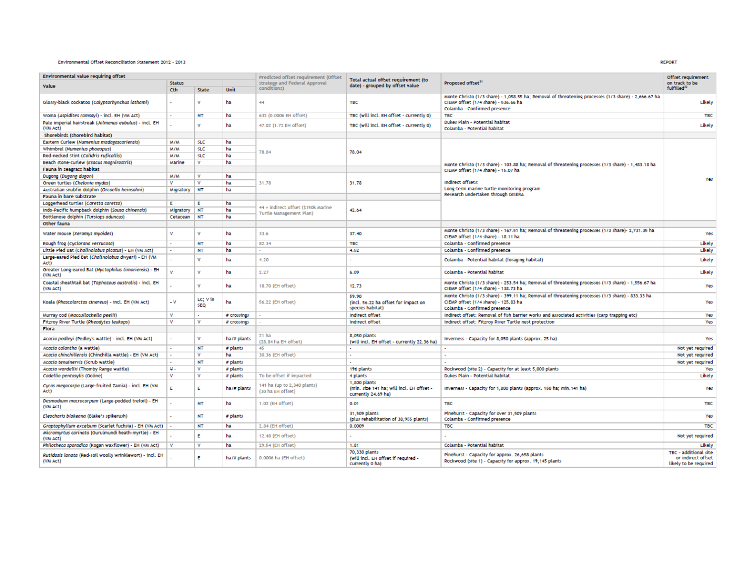| Environmental value requiring offset | | | | Predicted offset requirement (Offset strategy and Federal Approval conditions) | Total actual offset requirement (to date) - grouped by offset value | Proposed offset[31] | Offset requirement on track to be fulfilled[32] |
|---|---|---|---|---|---|---|---|
| Value | Status | | | | | | |
| | Cth | State | Unit | | | | |
| Glossy-black cockatoo (*Calyptorhynchus lathami*) | - | V | ha | 44 | TBC | Monte Christo (1/3 share) - 1,058.55 ha; Removal of threatening processes (1/3 share) - 2,666.67 ha<br>CIEMP offset (1/4 share) - 536.66 ha<br>Colamba - Confirmed presence | Likely |
| Woma (*Aspidites ramsayi*) - incl. EH (VM Act) | - | NT | ha | 632 (0.0006 EH offset) | TBC (will incl. EH offset - currently 0) | TBC | TBC |
| Pale imperial hairstreak (*Jalmenus eubulus*) - incl. EH (VM Act) | - | V | ha | 47.02 (1.72 EH offset) | TBC (will incl. EH offset - currently 0) | Dukes Plain - Potential habitat<br>Colamba - Potential habitat | Likely |
| **Shorebirds (shorebird habitat)** | | | | | | | |
| Eastern Curlew (*Numenius madagascariensis*) | M/M | SLC | ha | 78.04 | 78.04 | Monte Christo (1/3 share) - 103.88 ha; Removal of threatening processes (1/3 share) - 1,483.18 ha<br>CIEMP offset (1/4 share) - 15.07 ha<br><br>Indirect offsets:<br>Long-term marine turtle monitoring program<br>Research undertaken through GISERA | Yes |
| Whimbrel (*Numenius phaeopus*) | M/M | SLC | ha | | | | |
| Red-necked Stint (*Calidris ruficollis*) | M/M | SLC | ha | | | | |
| Beach stone-curlew (*Esacus magnirostris*) | Marine | V | ha | | | | |
| **Fauna in seagrass habitat** | | | | | | | |
| Dugong (*Dugong dugon*) | M/M | V | ha | 31.78 | 31.78 | | |
| Green turtles (*Chelonia mydas*) | V | V | ha | | | | |
| Australian snubfin dolphin (*Orcaella heinsohni*) | Migratory | NT | ha | | | | |
| **Fauna in bare substrate** | | | | | | | |
| Loggerhead turtles (*Caretta caretta*) | E | E | ha | 44 + indirect offset ($150k Marine Turtle Management Plan) | 42.64 | | |
| Indo-Pacific humpback dolphin (*Sousa chinensis*) | Migratory | NT | ha | | | | |
| Bottlenose dolphin (*Tursiops aduncus*) | Cetacean | NT | ha | | | | |
| **Other fauna** | | | | | | | |
| Water mouse (*Xeromys myoides*) | V | V | ha | 33.6 | 37.40 | Monte Christo (1/3 share) - 167.51 ha; Removal of threatening processes (1/3 share)- 2,731.35 ha<br>CIEMP offset (1/4 share) - 18.11 ha | Yes |
| Rough frog (*Cyclorana verrucosa*) | - | NT | ha | 82.34 | TBC | Colamba - Confirmed presence | Likely |
| Little Pied Bat (*Chalinolobus picatus*) - EH (VM Act) | - | NT | ha | - | 4.52 | Colamba - Confirmed presence | Likely |
| Large-eared Pied Bat (*Chalinolobus dwyeri*) - EH (VM Act) | - | V | ha | 4.20 | - | Colamba - Potential habitat (foraging habitat) | Likely |
| Greater Long-eared Bat (*Nyctophilus timoriensis*) - EH (VM Act) | V | V | ha | 2.27 | 6.09 | Colamba - Potential habitat | Likely |
| Coastal sheathtail bat (*Taphozous australis*) - incl. EH (VM Act) | - | V | ha | 18.70 (EH offset) | 12.73 | Monte Christo (1/3 share) - 253.54 ha; Removal of threatening processes (1/3 share) - 1,556.67 ha<br>CIEMP offset (1/4 share) - 138.73 ha | Yes |
| Koala (*Phascolarctos cinereus*) - incl. EH (VM Act) | - V | LC; V in SEQ | ha | 56.22 (EH offset) | 59.90<br>(incl. 56.22 ha offset for impact on species habitat) | Monte Christo (1/3 share) - 399.11 ha; Removal of threatening processes (1/3 share) - 833.33 ha<br>CIEMP offset (1/4 share) - 125.83 ha<br>Colamba - Confirmed presence | Yes |
| Murray cod (*Maccullochella peelii*) | V | - | # crossings | - | Indirect offset | Indirect offset: Removal of fish barrier works and associated activities (carp trapping etc) | Yes |
| Fitzroy River Turtle (*Rheodytes leukops*) | V | V | # crossings | - | Indirect offset | Indirect offset: Fitzroy River Turtle nest protection | Yes |
| **Flora** | | | | | | | |
| *Acacia pedleyi* (Pedley's wattle) - incl. EH (VM Act) | - | V | ha/# plants | 21 ha<br>(28.84 ha EH offset) | 8,050 plants<br>(will incl. EH offset - currently 22.36 ha) | Inverness - Capacity for 8,050 plants (approx. 25 ha) | Yes |
| *Acacia calantha* (a wattle) | - | NT | # plants | 45 | - | - | Not yet required |
| *Acacia chinchillensis* (Chinchilla wattle) - EH (VM Act) | - | V | ha | 30.36 (EH offset) | - | - | Not yet required |
| *Acacia tenuinervis* (Scrub wattle) | - | NT | # plants | | - | - | Not yet required |
| *Acacia wardellii* (Thomby Range wattle) | V - | V | # plants | | 196 plants | Rockwood (site 2) - Capacity for at least 5,000 plants | Yes |
| *Cadellia pentastylis* (Ooline) | V | V | # plants | To be offset if impacted | 4 plants | Dukes Plain - Potential habitat | Likely |
| *Cycas megacarpa* (Large-fruited Zamia) - incl. EH (VM Act) | E | E | ha/# plants | 141 ha (up to 2,340 plants)<br>(30 ha EH offset) | 1,800 plants<br>(min. size 141 ha; will incl. EH offset - currently 24.69 ha) | Inverness - Capacity for 1,800 plants (approx. 150 ha; min.141 ha) | Yes |
| *Desmodium macrocarpum* (Large-podded trefoil) - EH (VM Act) | - | NT | ha | 1.02 (EH offset) | 0.01 | TBC | TBC |
| *Eleocharis blakeana* (Blake's spikerush) | - | NT | # plants | | 31,509 plants<br>(plus rehabilitation of 38,955 plants) | Pinehurst - Capacity for over 31,509 plants<br>Colamba - Confirmed presence | Yes |
| *Graptophyllum excelsum* (Scarlet fuchsia) - EH (VM Act) | - | NT | ha | 2.84 (EH offset) | 0.0009 | TBC | TBC |
| *Micromyrtus carinata* (Gurulmundi heath-myrtle) - EH (VM Act) | - | E | ha | 12.48 (EH offset) | - | - | Not yet required |
| *Philotheca sporadica* (Kogan waxflower) - EH (VM Act) | V | V | ha | 29.54 (EH offset) | 1.81 | Colamba - Potential habitat | Likely |
| *Rutidosis lanata* (Red-soil woolly wrinklewort) - incl. EH (VM Act) | - | E | ha/# plants | 0.0006 ha (EH offset) | 70,330 plants<br>(will incl. EH offset if required - currently 0 ha) | Pinehurst - Capacity for approx. 26,658 plants<br>Rockwood (site 1) - Capacity for approx. 19,145 plants | TBC - additional site or indirect offset likely to be required |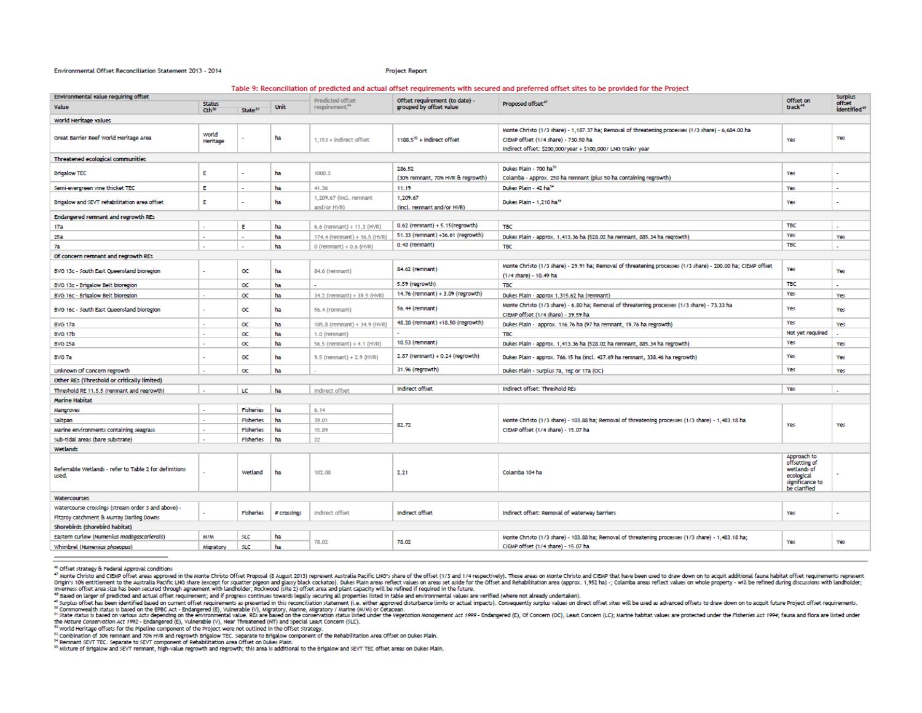Table 9: Reconciliation of predicted and actual offset requirements with secured and preferred offset sites to be provided for the Project

| Environmental value requiring offset | | | | | | | | |
|---|---|---|---|---|---|---|---|---|
| Value | Status Cth[50] | State[51] | Unit | Predicted offset requirement[46] | Offset requirement (to date) - grouped by offset value | Proposed offset[47] | Offset on track[48] | Surplus offset identified[49] |
| **World Heritage values** | | | | | | | | |
| Great Barrier Reef World Heritage Area | World Heritage | - | ha | 1,153 + indirect offset | 1188.5[52] + indirect offset | Monte Christo (1/3 share) - 1,187.37 ha; Removal of threatening processes (1/3 share) - 6,684.00 ha<br>CIEMP offset (1/4 share) - 730.50 ha<br>Indirect offset: $200,000/year + $100,000/ LNG train/ year | Yes | Yes |
| **Threatened ecological communities** | | | | | | | | |
| Brigalow TEC | E | - | ha | 1000.2 | 286.52<br>(30% remnant, 70% HVR & regrowth) | Dukes Plain - 700 ha[53]<br>Colamba - Approx. 250 ha remnant (plus 50 ha containing regrowth) | Yes | - |
| Semi-evergreen vine thicket TEC | E | - | ha | 41.36 | 11.19 | Dukes Plain - 42 ha[54] | Yes | - |
| Brigalow and SEVT rehabilitation area offset | E | - | ha | 1,209.67 (incl. remnant and/or HVR) | 1,209.67<br>(incl. remnant and/or HVR) | Dukes Plain - 1,210 ha[55] | Yes | - |
| **Endangered remnant and regrowth REs** | | | | | | | | |
| 17a | - | E | ha | 6.6 (remnant) + 11.3 (HVR) | 0.62 (remnant) + 5.15(regrowth) | TBC | TBC | - |
| 25a | - | - | ha | 174.4 (remnant) + 16.5 (HVR) | 51.33 (remnant) +36.61 (regrowth) | Dukes Plain - approx. 1,413.36 ha (528.02 ha remnant, 885.34 ha regrowth) | Yes | Yes |
| 7a | - | - | ha | 0 (remnant) + 0.6 (HVR) | 0.48 (remnant) | TBC | TBC | - |
| **Of concern remnant and regrowth REs** | | | | | | | | |
| BVG 13c - South East Queensland bioregion | - | OC | ha | 84.6 (remnant) | 84.62 (remnant) | Monte Christo (1/3 share) - 29.91 ha; Removal of threatening processes (1/3 share) - 200.00 ha; CIEMP offset (1/4 share) - 10.49 ha | Yes | Yes |
| BVG 13c - Brigalow Belt bioregion | - | OC | ha | - | 5.59 (regrowth) | TBC | TBC | - |
| BVG 16c - Brigalow Belt bioregion | - | OC | ha | 34.2 (remnant) + 39.5 (HVR) | 14.76 (remnant) + 3.09 (regrowth) | Dukes Plain - approx 1,315.62 ha (remnant) | Yes | Yes |
| BVG 16c - South East Queensland bioregion | - | OC | ha | 56.4 (remnant) | 56.44 (remnant) | Monte Christo (1/3 share) - 6.80 ha; Removal of threatening processes (1/3 share) - 73.33 ha<br>CIEMP offset (1/4 share) - 39.59 ha | Yes | Yes |
| BVG 17a | - | OC | ha | 185.8 (remnant) + 34.9 (HVR) | 48.20 (remnant) +18.50 (regrowth) | Dukes Plain - approx. 116.76 ha (97 ha remnant, 19.76 ha regrowth) | Yes | Yes |
| BVG 17b | - | OC | ha | 1.0 (remnant) | - | TBC | Not yet required | - |
| BVG 25a | - | OC | ha | 56.5 (remnant) + 4.1 (HVR) | 10.53 (remnant) | Dukes Plain - approx. 1,413.36 ha (528.02 ha remnant, 885.34 ha regrowth) | Yes | Yes |
| BVG 7a | - | OC | ha | 9.5 (remnant) + 2.9 (HVR) | 2.87 (remnant) + 0.24 (regrowth) | Dukes Plain - approx. 766.15 ha (incl. 427.69 ha remnant, 338.46 ha regrowth) | Yes | Yes |
| Unknown Of Concern regrowth | - | OC | ha | - | 31.96 (regrowth) | Dukes Plain - Surplus 7a, 16c or 17a (OC) | Yes | Yes |
| **Other REs (Threshold or critically limited)** | | | | | | | | |
| Threshold RE 11.5.5 (remnant and regrowth) | - | LC | ha | Indirect offset | Indirect offset | Indirect offset: Threshold REs | Yes | - |
| **Marine Habitat** | | | | | | | | |
| Mangroves | - | Fisheries | ha | 6.14 | 82.72 | Monte Christo (1/3 share) - 103.88 ha; Removal of threatening processes (1/3 share) - 1,483.18 ha<br>CIEMP offset (1/4 share) - 15.07 ha | Yes | Yes |
| Saltpan | - | Fisheries | ha | 39.01 | | | | |
| Marine environments containing seagrass | - | Fisheries | ha | 15.89 | | | | |
| Sub-tidal areas (bare substrate) | - | Fisheries | ha | 22 | | | | |
| **Wetlands** | | | | | | | | |
| Referrable Wetlands - refer to Table 2 for definitions used. | - | Wetland | ha | 102.08 | 2.21 | Colamba 104 ha | Approach to offsetting of wetlands of ecological significance to be clarified | - |
| **Watercourses** | | | | | | | | |
| Watercourse crossings (stream order 3 and above) - Fitzroy catchment & Murray Darling Downs | - | Fisheries | # crossings | Indirect offset | Indirect offset | Indirect offset: Removal of waterway barriers | Yes | - |
| **Shorebirds (shorebird habitat)** | | | | | | | | |
| Eastern curlew (*Numenius madagascariensis*) | M/M | SLC | ha | 78.02 | 78.02 | Monte Christo (1/3 share) - 103.88 ha; Removal of threatening processes (1/3 share) - 1,483.18 ha;<br>CIEMP offset (1/4 share) - 15.07 ha | Yes | Yes |
| Whimbrel (*Numenius phaeopus*) | Migratory | SLC | ha | | | | | |

[46] Offset strategy & Federal Approval conditions

[47] Monte Christo and CIEMP offset areas approved in the Monte Christo Offset Proposal (8 August 2013) represent Australia Pacific LNG's share of the offset (1/3 and 1/4 respectively). Those areas on Monte Christo and CIEMP that have been used to draw down on to acquit additional fauna habitat offset requirements represent Origin's 10% entitlement to the Australia Pacific LNG share (except for squatter pigeon and glassy black cockatoo). Dukes Plain areas reflect values on areas set aside for the Offset and Rehabilitation area (approx. 1,952 ha) -; Colamba areas reflect values on whole property - will be refined during discussions with landholder; Inverness offset area size has been secured through agreement with landholder; Rockwood (site 2) offset area and plant capacity will be refined if required in the future.

[48] Based on larger of predicted and actual offset requirement; and if progress continues towards legally securing all properties listed in table and environmental values are verified (where not already undertaken).

[49] Surplus offset has been identified based on current offset requirements as presented in this reconciliation statement (i.e. either approved disturbance limits or actual impacts). Consequently surplus values on direct offset sites will be used as advanced offsets to draw down on to acquit future Project offset requirements.

[50] Commonwealth status is based on the EPBC Act - Endangered (E), Vulnerable (V), Migratory, Marine, Migratory / Marine (M/M) or Cetacean.

[51] State status is based on various Acts depending on the environmental value. REs are based on the conservation status listed under the *Vegetation Management Act 1999* - Endangered (E), Of Concern (OC), Least Concern (LC); Marine habitat values are protected under the *Fisheries Act 1994*; fauna and flora are listed under the *Nature Conservation Act 1992* - Endangered (E), Vulnerable (V), Near Threatened (NT) and Special Least Concern (SLC).

[52] World Heritage offsets for the Pipeline component of the Project were not outlined in the Offset Strategy.

[53] Combination of 30% remnant and 70% HVR and regrowth Brigalow TEC. Separate to Brigalow component of the Rehabilitation Area Offset on Dukes Plain.

[54] Remnant SEVT TEC. Separate to SEVT component of Rehabilitation Area Offset on Dukes Plain.

[55] Mixture of Brigalow and SEVT remnant, high-value regrowth and regrowth; this area is additional to the Brigalow and SEVT TEC offset areas on Dukes Plain.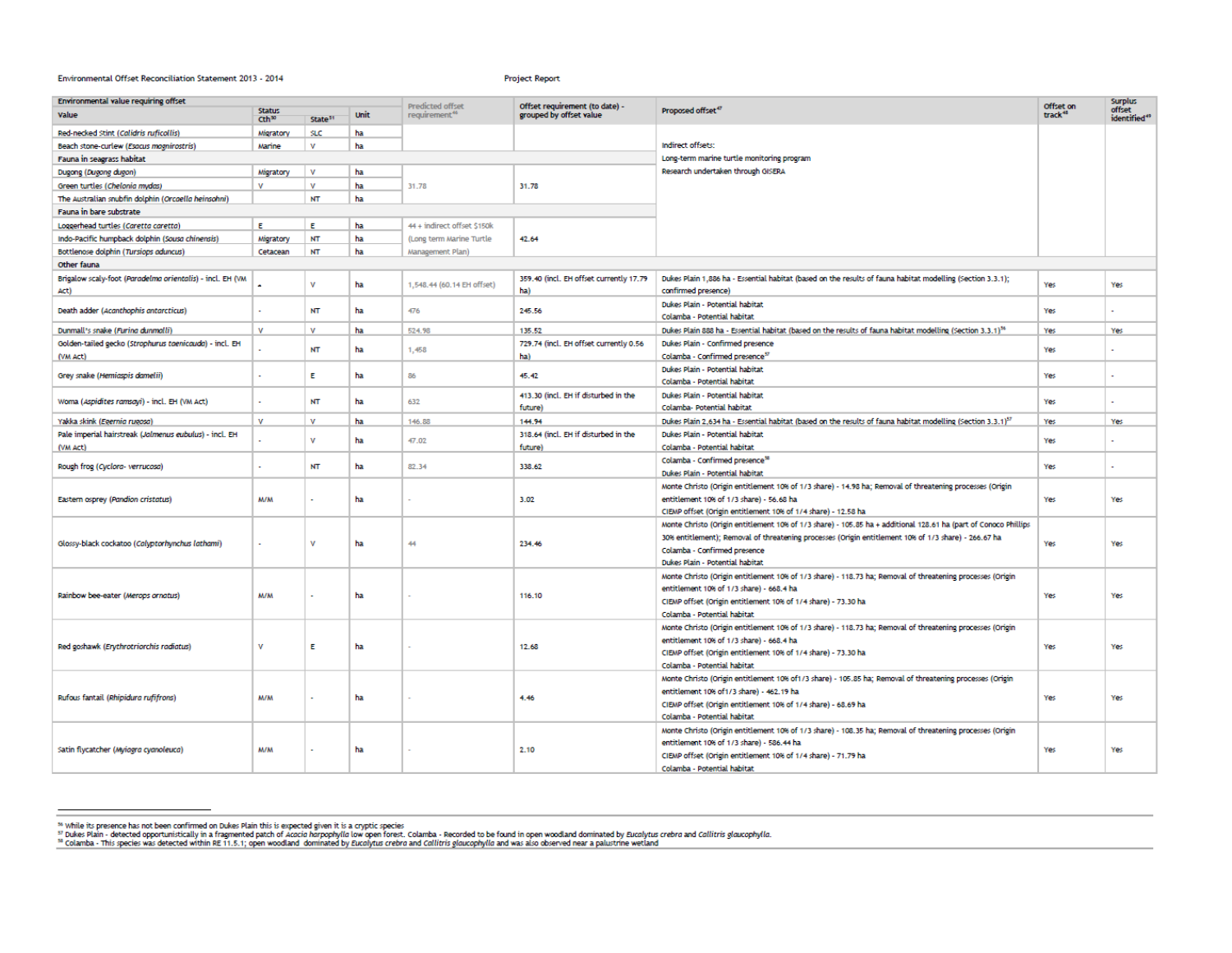Environmental Offset Reconciliation Statement 2013 - 2014

Project Report

| Environmental value requiring offset | | | | Predicted offset requirement[46] | Offset requirement (to date) - grouped by offset value | Proposed offset[47] | Offset on track[48] | Surplus offset identified[49] |
|---|---|---|---|---|---|---|---|---|
| Value | Status Cth[50] | State[51] | Unit | | | | | |
| Red-necked Stint (*Calidris ruficollis*) | Migratory | SLC | ha | | | Indirect offsets:<br>Long-term marine turtle monitoring program<br>Research undertaken through GISERA | | |
| Beach stone-curlew (*Esacus magnirostris*) | Marine | V | ha | | | | | |
| **Fauna in seagrass habitat** | | | | | | | | |
| Dugong (*Dugong dugon*) | Migratory | V | ha | 31.78 | 31.78 | | | |
| Green turtles (*Chelonia mydas*) | V | V | ha | | | | | |
| The Australian snubfin dolphin (*Orcaella heinsohni*) | | NT | ha | | | | | |
| **Fauna in bare substrate** | | | | | | | | |
| Loggerhead turtles (*Caretta caretta*) | E | E | ha | 44 + indirect offset $150k (Long term Marine Turtle Management Plan) | 42.64 | | | |
| Indo-Pacific humpback dolphin (*Sousa chinensis*) | Migratory | NT | ha | | | | | |
| Bottlenose dolphin (*Tursiops aduncus*) | Cetacean | NT | ha | | | | | |
| **Other fauna** | | | | | | | | |
| Brigalow scaly-foot (*Paradelma orientalis*) - incl. EH (VM Act) | - | V | ha | 1,548.44 (60.14 EH offset) | 359.40 (incl. EH offset currently 17.79 ha) | Dukes Plain 1,886 ha - Essential habitat (based on the results of fauna habitat modelling (Section 3.3.1); confirmed presence) | Yes | Yes |
| Death adder (*Acanthophis antarcticus*) | - | NT | ha | 476 | 245.56 | Dukes Plain - Potential habitat<br>Colamba - Potential habitat | Yes | - |
| Dunmall's snake (*Furina dunmalli*) | V | V | ha | 524.98 | 135.52 | Dukes Plain 888 ha - Essential habitat (based on the results of fauna habitat modelling (Section 3.3.1)[56] | Yes | Yes |
| Golden-tailed gecko (*Strophurus taenicauda*) - incl. EH (VM Act) | - | NT | ha | 1,458 | 729.74 (incl. EH offset currently 0.56 ha) | Dukes Plain - Confirmed presence<br>Colamba - Confirmed presence[57] | Yes | - |
| Grey snake (*Hemiaspis damelii*) | - | E | ha | 86 | 45.42 | Dukes Plain - Potential habitat<br>Colamba - Potential habitat | Yes | - |
| Woma (*Aspidites ramsayi*) - incl. EH (VM Act) | - | NT | ha | 632 | 413.30 (incl. EH if disturbed in the future) | Dukes Plain - Potential habitat<br>Colamba- Potential habitat | Yes | - |
| Yakka skink (*Egernia rugosa*) | V | V | ha | 146.88 | 144.94 | Dukes Plain 2,634 ha - Essential habitat (based on the results of fauna habitat modelling (Section 3.3.1)[57] | Yes | Yes |
| Pale imperial hairstreak (*Jalmenus eubulus*) - incl. EH (VM Act) | - | V | ha | 47.02 | 318.64 (incl. EH if disturbed in the future) | Dukes Plain - Potential habitat<br>Colamba - Potential habitat | Yes | - |
| Rough frog (*Cyclora- verrucosa*) | - | NT | ha | 82.34 | 338.62 | Colamba - Confirmed presence[58]<br>Dukes Plain - Potential habitat | Yes | - |
| Eastern osprey (*Pandion cristatus*) | M/M | - | ha | - | 3.02 | Monte Christo (Origin entitlement 10% of 1/3 share) - 14.98 ha; Removal of threatening processes (Origin entitlement 10% of 1/3 share) - 56.68 ha<br>CIEMP offset (Origin entitlement 10% of 1/4 share) - 12.58 ha | Yes | Yes |
| Glossy-black cockatoo (*Calyptorhynchus lathami*) | - | V | ha | 44 | 234.46 | Monte Christo (Origin entitlement 10% of 1/3 share) - 105.85 ha + additional 128.61 ha (part of Conoco Phillips 30% entitlement); Removal of threatening processes (Origin entitlement 10% of 1/3 share) - 266.67 ha<br>Colamba - Confirmed presence<br>Dukes Plain - Potential habitat | Yes | Yes |
| Rainbow bee-eater (*Merops ornatus*) | M/M | - | ha | - | 116.10 | Monte Christo (Origin entitlement 10% of 1/3 share) - 118.73 ha; Removal of threatening processes (Origin entitlement 10% of 1/3 share) - 668.4 ha<br>CIEMP offset (Origin entitlement 10% of 1/4 share) - 73.30 ha<br>Colamba - Potential habitat | Yes | Yes |
| Red goshawk (*Erythrotriorchis radiatus*) | V | E | ha | - | 12.68 | Monte Christo (Origin entitlement 10% of 1/3 share) - 118.73 ha; Removal of threatening processes (Origin entitlement 10% of 1/3 share) - 668.4 ha<br>CIEMP offset (Origin entitlement 10% of 1/4 share) - 73.30 ha<br>Colamba - Potential habitat | Yes | Yes |
| Rufous fantail (*Rhipidura rufifrons*) | M/M | - | ha | - | 4.46 | Monte Christo (Origin entitlement 10% of1/3 share) - 105.85 ha; Removal of threatening processes (Origin entitlement 10% of1/3 share) - 462.19 ha<br>CIEMP offset (Origin entitlement 10% of 1/4 share) - 68.69 ha<br>Colamba - Potential habitat | Yes | Yes |
| Satin flycatcher (*Myiagra cyanoleuca*) | M/M | - | ha | - | 2.10 | Monte Christo (Origin entitlement 10% of 1/3 share) - 108.35 ha; Removal of threatening processes (Origin entitlement 10% of 1/3 share) - 586.44 ha<br>CIEMP offset (Origin entitlement 10% of 1/4 share) - 71.79 ha<br>Colamba - Potential habitat | Yes | Yes |

[56] While its presence has not been confirmed on Dukes Plain this is expected given it is a cryptic species

[57] Dukes Plain - detected opportunistically in a fragmented patch of *Acacia harpophylla* low open forest. Colamba - Recorded to be found in open woodland dominated by *Eucalytus crebra* and *Callitris glaucophylla*.

[58] Colamba - This species was detected within RE 11.5.1; open woodland dominated by *Eucalytus crebra* and *Callitris glaucophylla* and was also observed near a palustrine wetland